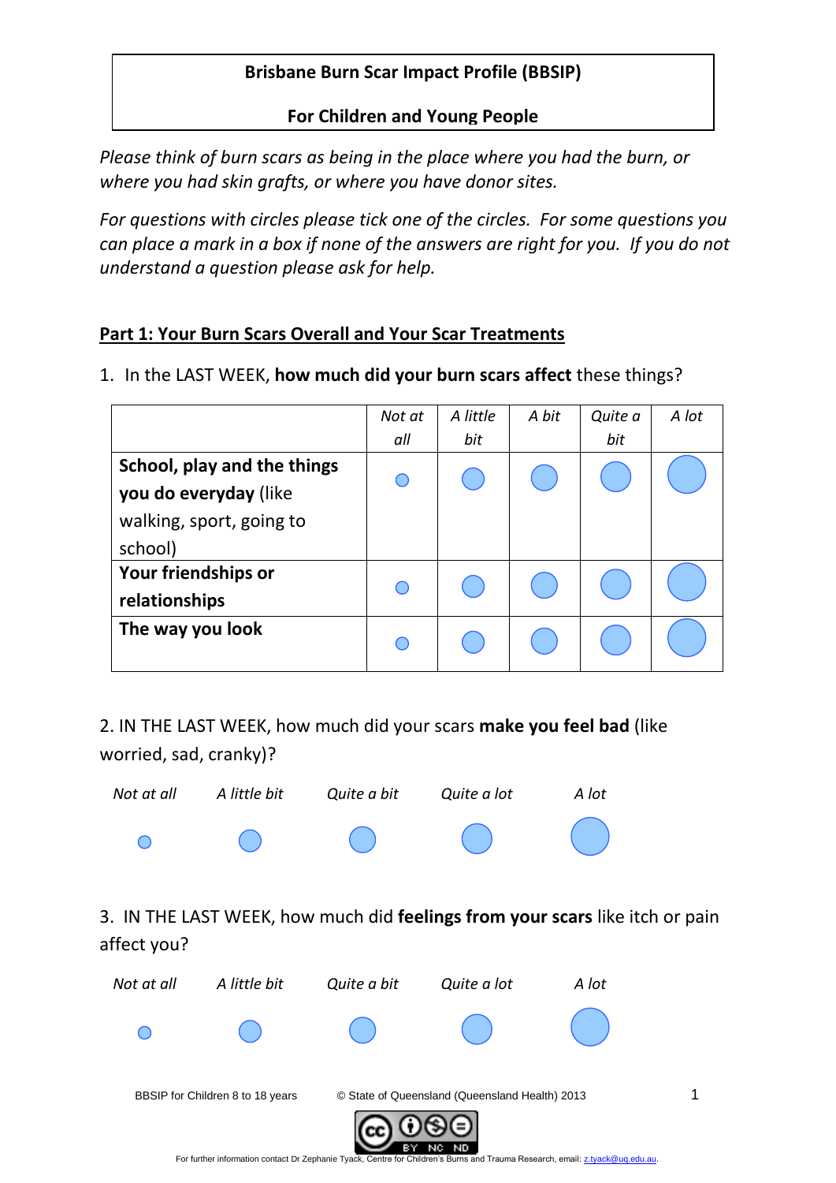# Brisbane Burn Scar Impact Profile (BBSIP)

## For Children and Young People

*Please think of burn scars as being in the place where you had the burn, or where you had skin grafts, or where you have donor sites.*

*For questions with circles please tick one of the circles. For some questions you can place a mark in a box if none of the answers are right for you. If you do not understand a question please ask for help.*

## Part 1: Your Burn Scars Overall and Your Scar Treatments

1. In the LAST WEEK, **how much did your burn scars affect** these things?

| | *Not at all* | *A little bit* | *A bit* | *Quite a bit* | *A lot* |
|---|---|---|---|---|---|
| **School, play and the things you do everyday** (like walking, sport, going to school) | ○ | ○ | ○ | ○ | ○ |
| **Your friendships or relationships** | ○ | ○ | ○ | ○ | ○ |
| **The way you look** | ○ | ○ | ○ | ○ | ○ |

2. IN THE LAST WEEK, how much did your scars **make you feel bad** (like worried, sad, cranky)?

| *Not at all* | *A little bit* | *Quite a bit* | *Quite a lot* | *A lot* |
|---|---|---|---|---|
| ○ | ○ | ○ | ○ | ○ |

3. IN THE LAST WEEK, how much did **feelings from your scars** like itch or pain affect you?

| *Not at all* | *A little bit* | *Quite a bit* | *Quite a lot* | *A lot* |
|---|---|---|---|---|
| ○ | ○ | ○ | ○ | ○ |

BBSIP for Children 8 to 18 years © State of Queensland (Queensland Health) 2013

For further information contact Dr Zephanie Tyack, Centre for Children's Burns and Trauma Research, email: z.tyack@uq.edu.au.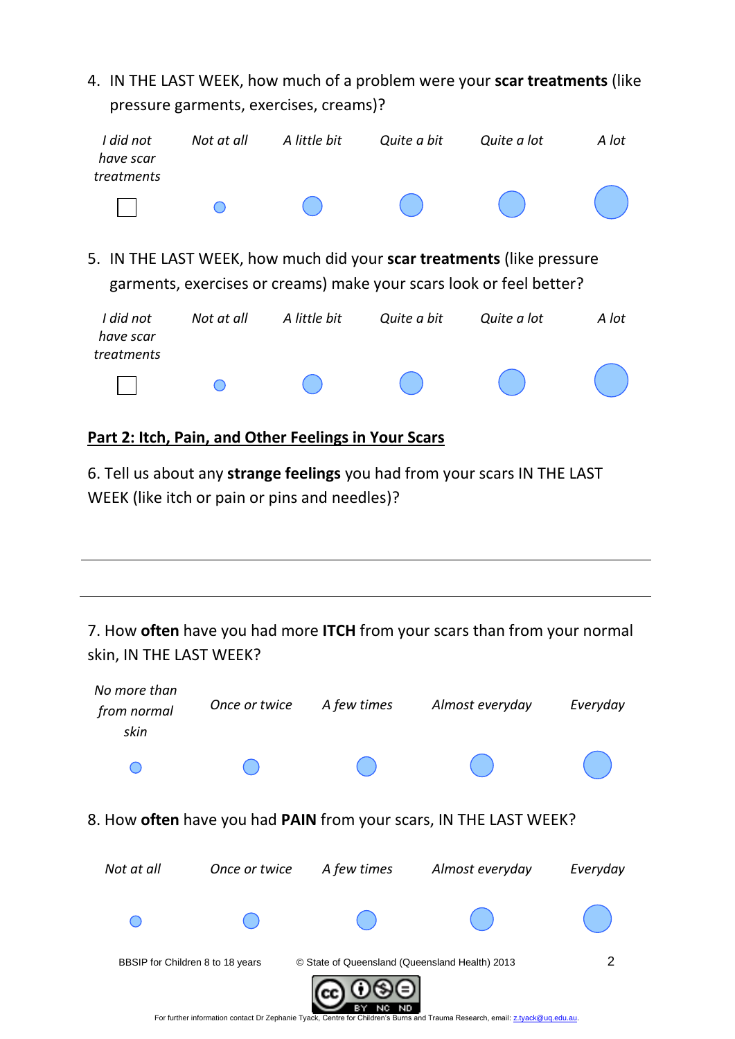4. IN THE LAST WEEK, how much of a problem were your **scar treatments** (like pressure garments, exercises, creams)?

| *I did not have scar treatments* | *Not at all* | *A little bit* | *Quite a bit* | *Quite a lot* | *A lot* |
|---|---|---|---|---|---|
| ☐ | ○ | ○ | ○ | ○ | ○ |

5. IN THE LAST WEEK, how much did your **scar treatments** (like pressure garments, exercises or creams) make your scars look or feel better?

| *I did not have scar treatments* | *Not at all* | *A little bit* | *Quite a bit* | *Quite a lot* | *A lot* |
|---|---|---|---|---|---|
| ☐ | ○ | ○ | ○ | ○ | ○ |

## Part 2: Itch, Pain, and Other Feelings in Your Scars

6. Tell us about any **strange feelings** you had from your scars IN THE LAST WEEK (like itch or pain or pins and needles)?

_______________________________________________

_______________________________________________

7. How **often** have you had more **ITCH** from your scars than from your normal skin, IN THE LAST WEEK?

| *No more than from normal skin* | *Once or twice* | *A few times* | *Almost everyday* | *Everyday* |
|---|---|---|---|---|
| ○ | ○ | ○ | ○ | ○ |

8. How **often** have you had **PAIN** from your scars, IN THE LAST WEEK?

| *Not at all* | *Once or twice* | *A few times* | *Almost everyday* | *Everyday* |
|---|---|---|---|---|
| ○ | ○ | ○ | ○ | ○ |

BBSIP for Children 8 to 18 years © State of Queensland (Queensland Health) 2013

For further information contact Dr Zephanie Tyack, Centre for Children's Burns and Trauma Research, email: z.tyack@uq.edu.au.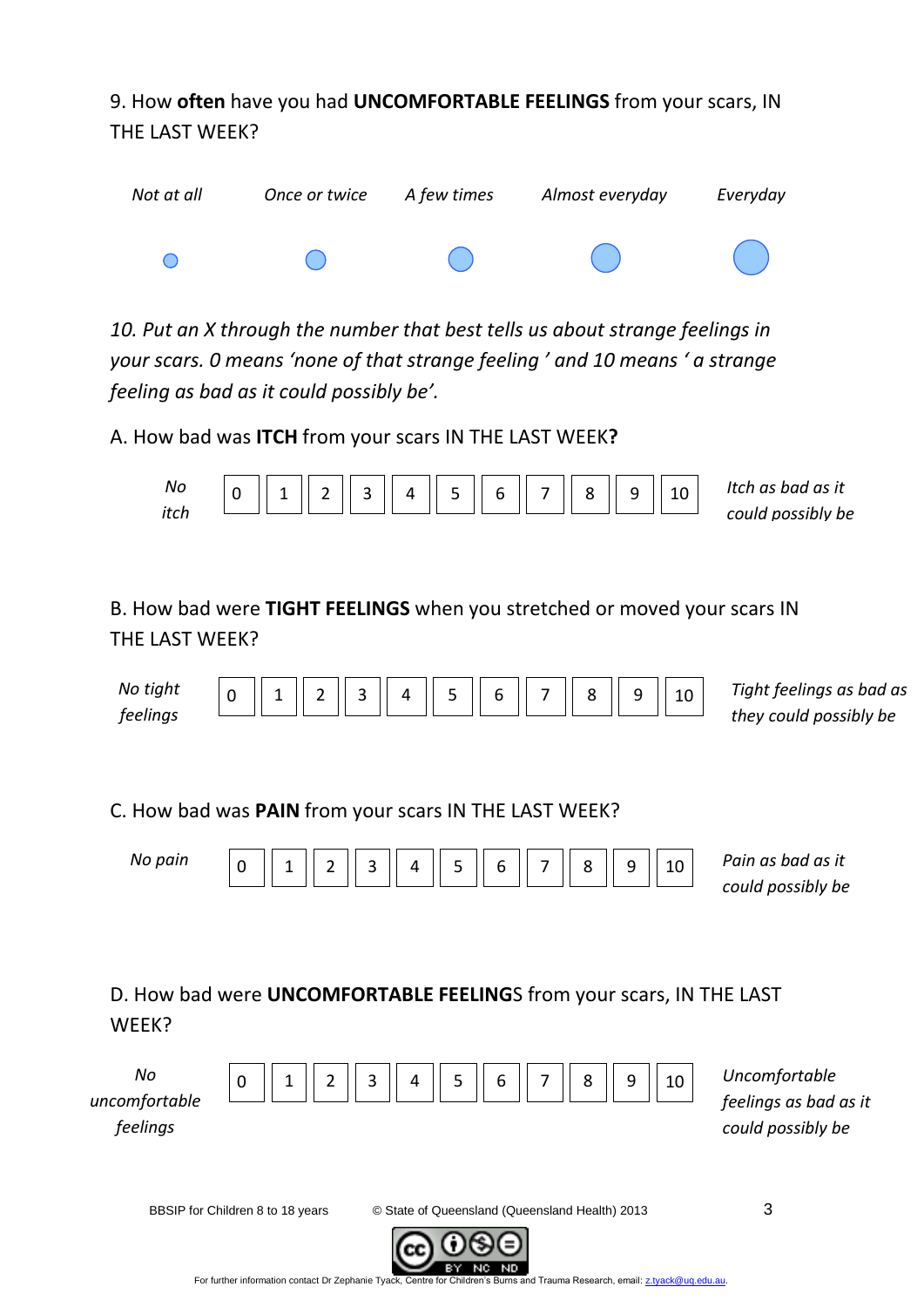9. How **often** have you had **UNCOMFORTABLE FEELINGS** from your scars, IN THE LAST WEEK?

| *Not at all* | *Once or twice* | *A few times* | *Almost everyday* | *Everyday* |
|---|---|---|---|---|
| ○ | ○ | ○ | ○ | ○ |

*10. Put an X through the number that best tells us about strange feelings in your scars. 0 means 'none of that strange feeling ' and 10 means ' a strange feeling as bad as it could possibly be'.*

A. How bad was **ITCH** from your scars IN THE LAST WEEK**?**

| *No itch* | 0 | 1 | 2 | 3 | 4 | 5 | 6 | 7 | 8 | 9 | 10 | *Itch as bad as it could possibly be* |
|---|---|---|---|---|---|---|---|---|---|---|---|---|

B. How bad were **TIGHT FEELINGS** when you stretched or moved your scars IN THE LAST WEEK?

| *No tight feelings* | 0 | 1 | 2 | 3 | 4 | 5 | 6 | 7 | 8 | 9 | 10 | *Tight feelings as bad as they could possibly be* |
|---|---|---|---|---|---|---|---|---|---|---|---|---|

C. How bad was **PAIN** from your scars IN THE LAST WEEK?

| *No pain* | 0 | 1 | 2 | 3 | 4 | 5 | 6 | 7 | 8 | 9 | 10 | *Pain as bad as it could possibly be* |
|---|---|---|---|---|---|---|---|---|---|---|---|---|

D. How bad were **UNCOMFORTABLE FEELING**S from your scars, IN THE LAST WEEK?

| *No uncomfortable feelings* | 0 | 1 | 2 | 3 | 4 | 5 | 6 | 7 | 8 | 9 | 10 | *Uncomfortable feelings as bad as it could possibly be* |
|---|---|---|---|---|---|---|---|---|---|---|---|---|

BBSIP for Children 8 to 18 years © State of Queensland (Queensland Health) 2013

For further information contact Dr Zephanie Tyack, Centre for Children's Burns and Trauma Research, email: z.tyack@uq.edu.au.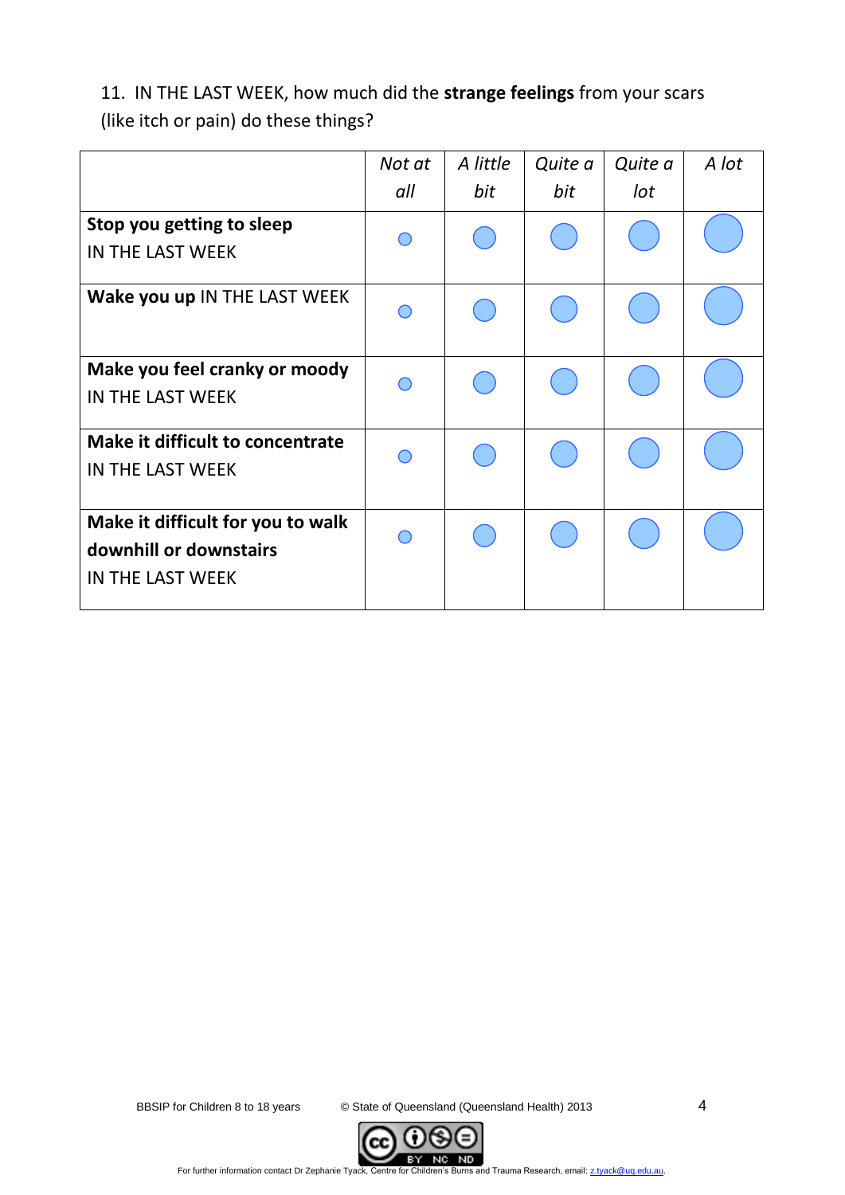11. IN THE LAST WEEK, how much did the **strange feelings** from your scars (like itch or pain) do these things?

| | *Not at all* | *A little bit* | *Quite a bit* | *Quite a lot* | *A lot* |
|---|---|---|---|---|---|
| **Stop you getting to sleep** IN THE LAST WEEK | ○ | ○ | ○ | ○ | ○ |
| **Wake you up** IN THE LAST WEEK | ○ | ○ | ○ | ○ | ○ |
| **Make you feel cranky or moody** IN THE LAST WEEK | ○ | ○ | ○ | ○ | ○ |
| **Make it difficult to concentrate** IN THE LAST WEEK | ○ | ○ | ○ | ○ | ○ |
| **Make it difficult for you to walk downhill or downstairs** IN THE LAST WEEK | ○ | ○ | ○ | ○ | ○ |

BBSIP for Children 8 to 18 years © State of Queensland (Queensland Health) 2013

For further information contact Dr Zephanie Tyack, Centre for Children's Burns and Trauma Research, email: z.tyack@uq.edu.au.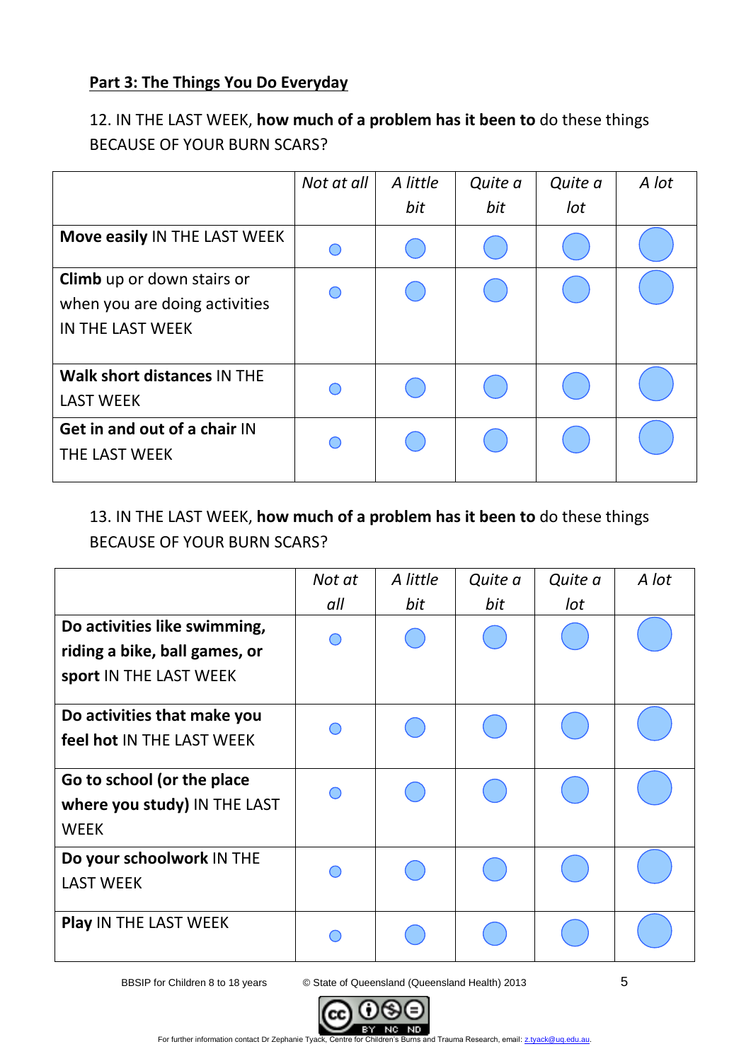**Part 3: The Things You Do Everyday**

12. IN THE LAST WEEK, **how much of a problem has it been to** do these things BECAUSE OF YOUR BURN SCARS?

| | *Not at all* | *A little bit* | *Quite a bit* | *Quite a lot* | *A lot* |
|---|---|---|---|---|---|
| **Move easily** IN THE LAST WEEK | ○ | ○ | ○ | ○ | ○ |
| **Climb** up or down stairs or when you are doing activities IN THE LAST WEEK | ○ | ○ | ○ | ○ | ○ |
| **Walk short distances** IN THE LAST WEEK | ○ | ○ | ○ | ○ | ○ |
| **Get in and out of a chair** IN THE LAST WEEK | ○ | ○ | ○ | ○ | ○ |

13. IN THE LAST WEEK, **how much of a problem has it been to** do these things BECAUSE OF YOUR BURN SCARS?

| | *Not at all* | *A little bit* | *Quite a bit* | *Quite a lot* | *A lot* |
|---|---|---|---|---|---|
| **Do activities like swimming, riding a bike, ball games, or sport** IN THE LAST WEEK | ○ | ○ | ○ | ○ | ○ |
| **Do activities that make you feel hot** IN THE LAST WEEK | ○ | ○ | ○ | ○ | ○ |
| **Go to school (or the place where you study)** IN THE LAST WEEK | ○ | ○ | ○ | ○ | ○ |
| **Do your schoolwork** IN THE LAST WEEK | ○ | ○ | ○ | ○ | ○ |
| **Play** IN THE LAST WEEK | ○ | ○ | ○ | ○ | ○ |

BBSIP for Children 8 to 18 years © State of Queensland (Queensland Health) 2013

For further information contact Dr Zephanie Tyack, Centre for Children's Burns and Trauma Research, email: z.tyack@uq.edu.au.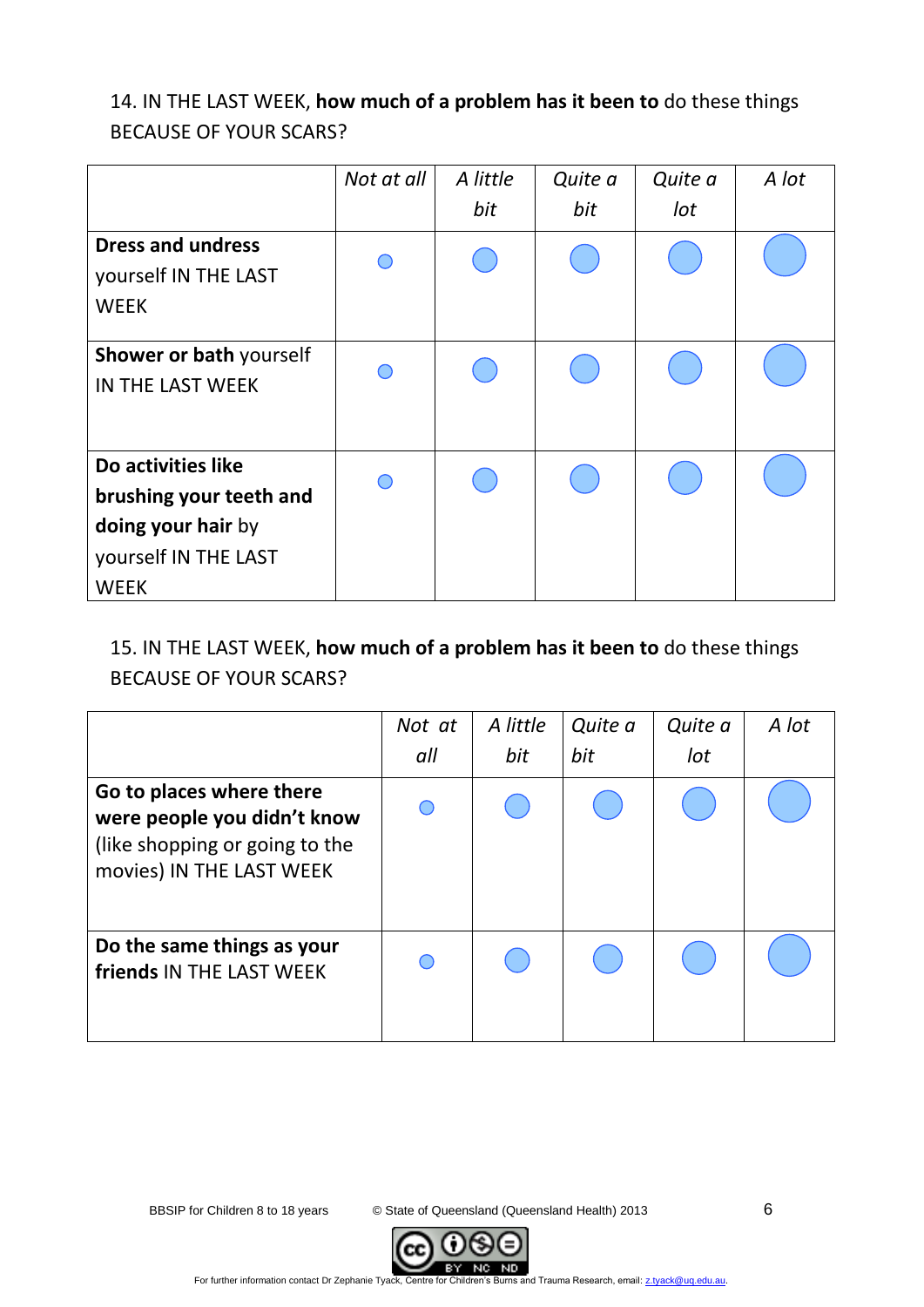14. IN THE LAST WEEK, **how much of a problem has it been to** do these things BECAUSE OF YOUR SCARS?

| | *Not at all* | *A little bit* | *Quite a bit* | *Quite a lot* | *A lot* |
|---|---|---|---|---|---|
| **Dress and undress** yourself IN THE LAST WEEK | ○ | ○ | ○ | ○ | ○ |
| **Shower or bath** yourself IN THE LAST WEEK | ○ | ○ | ○ | ○ | ○ |
| **Do activities like brushing your teeth and doing your hair** by yourself IN THE LAST WEEK | ○ | ○ | ○ | ○ | ○ |

15. IN THE LAST WEEK, **how much of a problem has it been to** do these things BECAUSE OF YOUR SCARS?

| | *Not at all* | *A little bit* | *Quite a bit* | *Quite a lot* | *A lot* |
|---|---|---|---|---|---|
| **Go to places where there were people you didn't know** (like shopping or going to the movies) IN THE LAST WEEK | ○ | ○ | ○ | ○ | ○ |
| **Do the same things as your friends** IN THE LAST WEEK | ○ | ○ | ○ | ○ | ○ |

BBSIP for Children 8 to 18 years © State of Queensland (Queensland Health) 2013

For further information contact Dr Zephanie Tyack, Centre for Children's Burns and Trauma Research, email: z.tyack@uq.edu.au.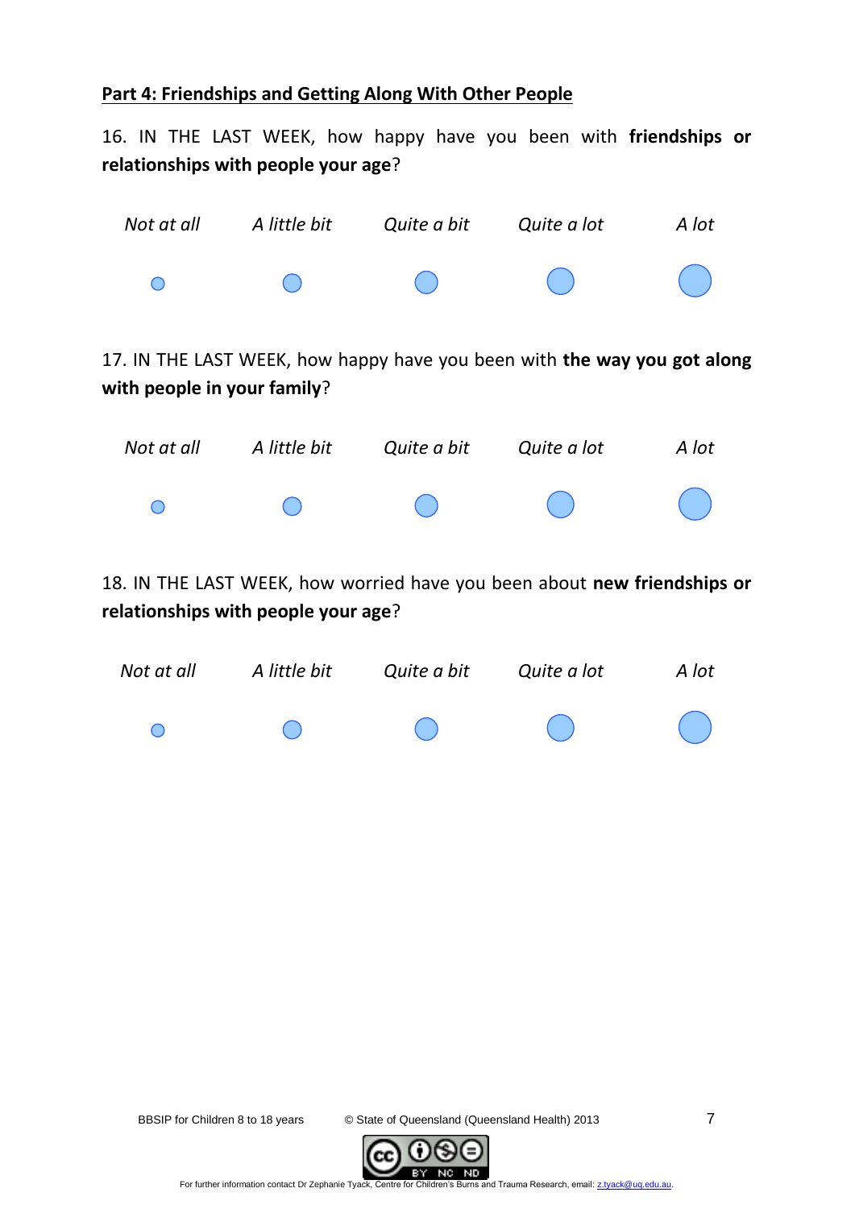## Part 4: Friendships and Getting Along With Other People

16. IN THE LAST WEEK, how happy have you been with **friendships or relationships with people your age**?

| *Not at all* | *A little bit* | *Quite a bit* | *Quite a lot* | *A lot* |
|---|---|---|---|---|
| ○ | ○ | ○ | ○ | ○ |

17. IN THE LAST WEEK, how happy have you been with **the way you got along with people in your family**?

| *Not at all* | *A little bit* | *Quite a bit* | *Quite a lot* | *A lot* |
|---|---|---|---|---|
| ○ | ○ | ○ | ○ | ○ |

18. IN THE LAST WEEK, how worried have you been about **new friendships or relationships with people your age**?

| *Not at all* | *A little bit* | *Quite a bit* | *Quite a lot* | *A lot* |
|---|---|---|---|---|
| ○ | ○ | ○ | ○ | ○ |

BBSIP for Children 8 to 18 years © State of Queensland (Queensland Health) 2013

For further information contact Dr Zephanie Tyack, Centre for Children's Burns and Trauma Research, email: z.tyack@uq.edu.au.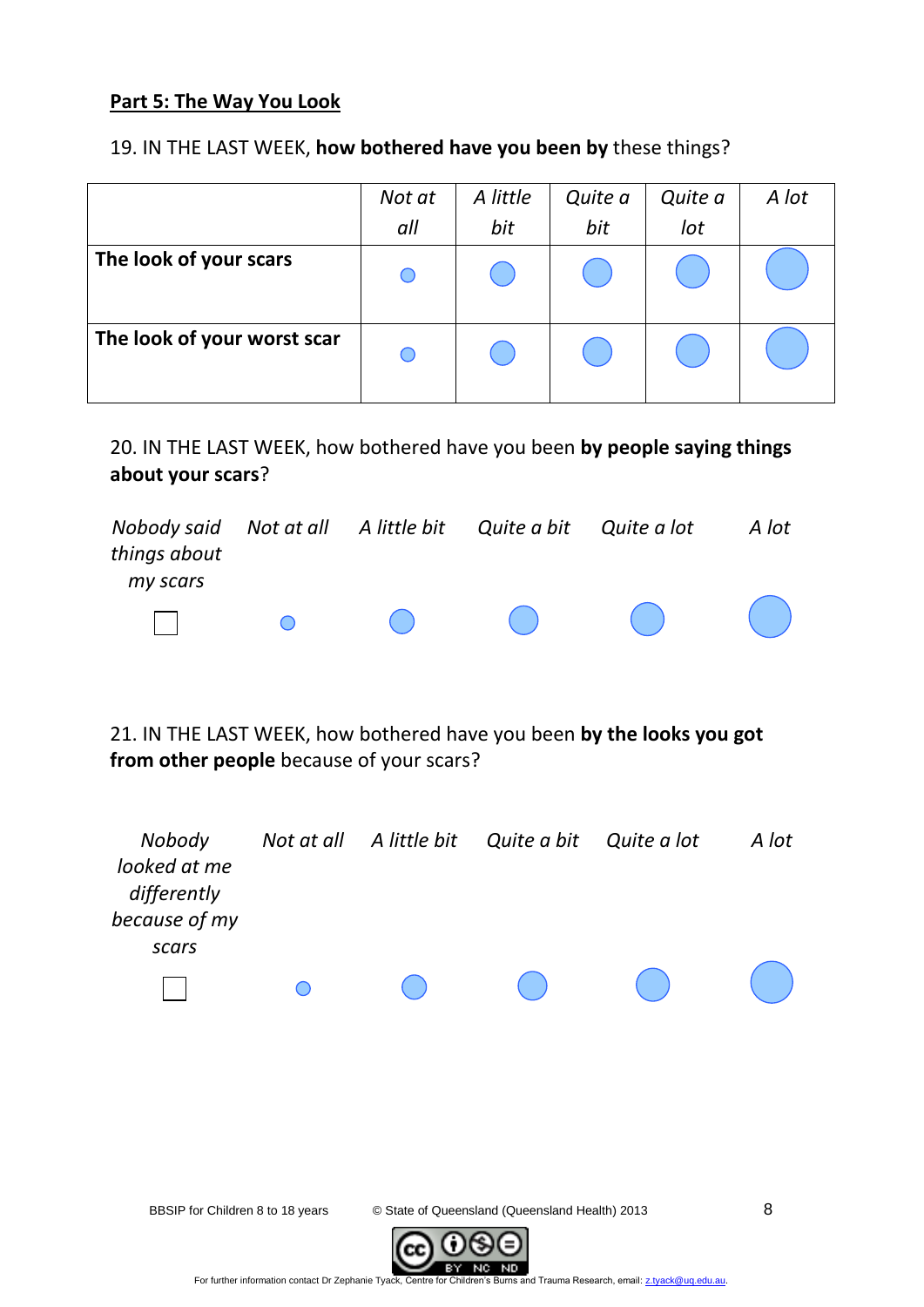## Part 5: The Way You Look

19. IN THE LAST WEEK, **how bothered have you been by** these things?

| | *Not at all* | *A little bit* | *Quite a bit* | *Quite a lot* | *A lot* |
|---|---|---|---|---|---|
| **The look of your scars** | ○ | ○ | ○ | ○ | ○ |
| **The look of your worst scar** | ○ | ○ | ○ | ○ | ○ |

20. IN THE LAST WEEK, how bothered have you been **by people saying things about your scars**?

| *Nobody said things about my scars* | *Not at all* | *A little bit* | *Quite a bit* | *Quite a lot* | *A lot* |
|---|---|---|---|---|---|
| ☐ | ○ | ○ | ○ | ○ | ○ |

21. IN THE LAST WEEK, how bothered have you been **by the looks you got from other people** because of your scars?

| *Nobody looked at me differently because of my scars* | *Not at all* | *A little bit* | *Quite a bit* | *Quite a lot* | *A lot* |
|---|---|---|---|---|---|
| ☐ | ○ | ○ | ○ | ○ | ○ |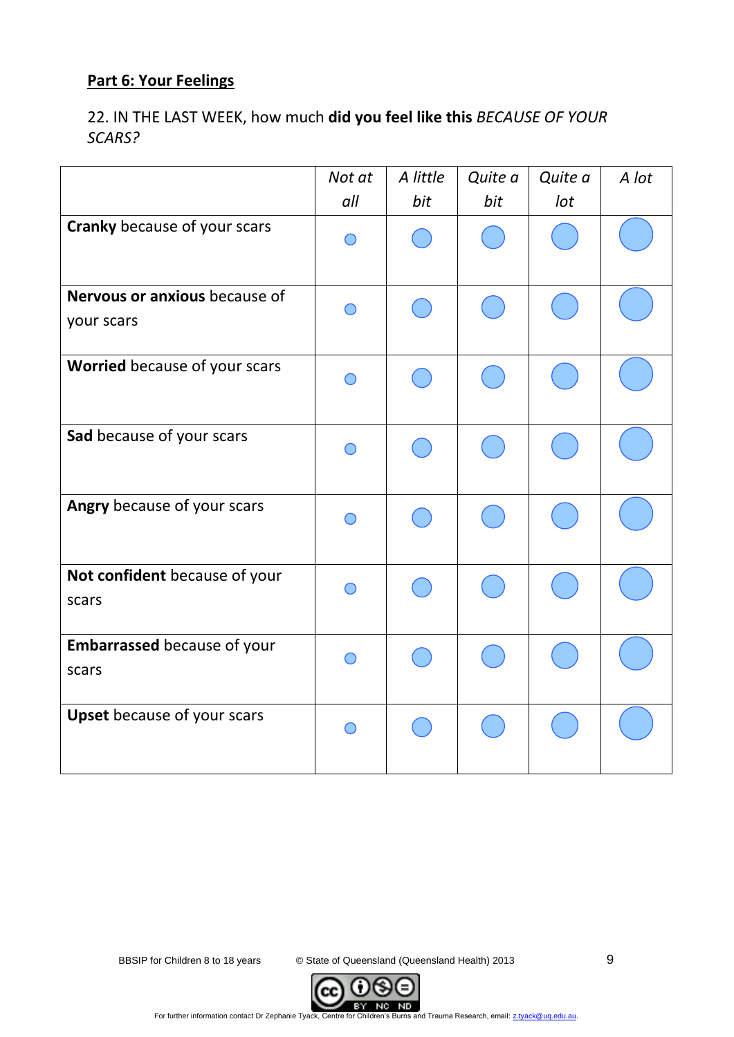**Part 6: Your Feelings**

22. IN THE LAST WEEK, how much **did you feel like this** *BECAUSE OF YOUR SCARS?*

| | *Not at all* | *A little bit* | *Quite a bit* | *Quite a lot* | *A lot* |
|---|---|---|---|---|---|
| **Cranky** because of your scars | ○ | ○ | ○ | ○ | ○ |
| **Nervous or anxious** because of your scars | ○ | ○ | ○ | ○ | ○ |
| **Worried** because of your scars | ○ | ○ | ○ | ○ | ○ |
| **Sad** because of your scars | ○ | ○ | ○ | ○ | ○ |
| **Angry** because of your scars | ○ | ○ | ○ | ○ | ○ |
| **Not confident** because of your scars | ○ | ○ | ○ | ○ | ○ |
| **Embarrassed** because of your scars | ○ | ○ | ○ | ○ | ○ |
| **Upset** because of your scars | ○ | ○ | ○ | ○ | ○ |

BBSIP for Children 8 to 18 years © State of Queensland (Queensland Health) 2013

For further information contact Dr Zephanie Tyack, Centre for Children's Burns and Trauma Research, email: z.tyack@uq.edu.au.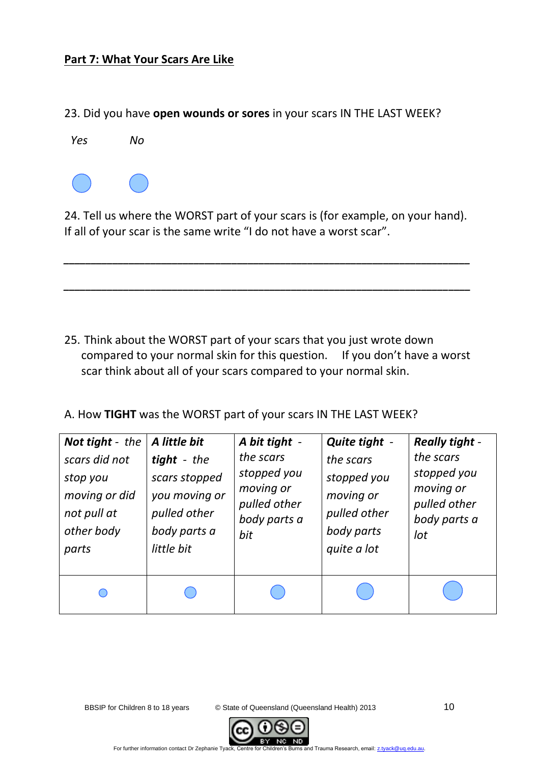## Part 7: What Your Scars Are Like

23. Did you have **open wounds or sores** in your scars IN THE LAST WEEK?

*Yes* ○ *No* ○

24. Tell us where the WORST part of your scars is (for example, on your hand). If all of your scar is the same write "I do not have a worst scar".

\_\_\_\_\_\_\_\_\_\_\_\_\_\_\_\_\_\_\_\_\_\_\_\_\_\_\_\_\_\_\_\_\_\_\_\_\_\_\_\_\_\_\_\_\_\_\_\_\_\_\_\_\_\_\_\_\_\_\_\_\_\_\_\_

\_\_\_\_\_\_\_\_\_\_\_\_\_\_\_\_\_\_\_\_\_\_\_\_\_\_\_\_\_\_\_\_\_\_\_\_\_\_\_\_\_\_\_\_\_\_\_\_\_\_\_\_\_\_\_\_\_\_\_\_\_\_\_\_

25. Think about the WORST part of your scars that you just wrote down compared to your normal skin for this question. If you don't have a worst scar think about all of your scars compared to your normal skin.

A. How **TIGHT** was the WORST part of your scars IN THE LAST WEEK?

| ***Not tight*** *- the scars did not stop you moving or did not pull at other body parts* | ***A little bit tight*** *- the scars stopped you moving or pulled other body parts a little bit* | ***A bit tight*** *- the scars stopped you moving or pulled other body parts a bit* | ***Quite tight*** *- the scars stopped you moving or pulled other body parts quite a lot* | ***Really tight*** *- the scars stopped you moving or pulled other body parts a lot* |
|---|---|---|---|---|
| ○ | ○ | ○ | ○ | ○ |

BBSIP for Children 8 to 18 years © State of Queensland (Queensland Health) 2013

For further information contact Dr Zephanie Tyack, Centre for Children's Burns and Trauma Research, email: z.tyack@uq.edu.au.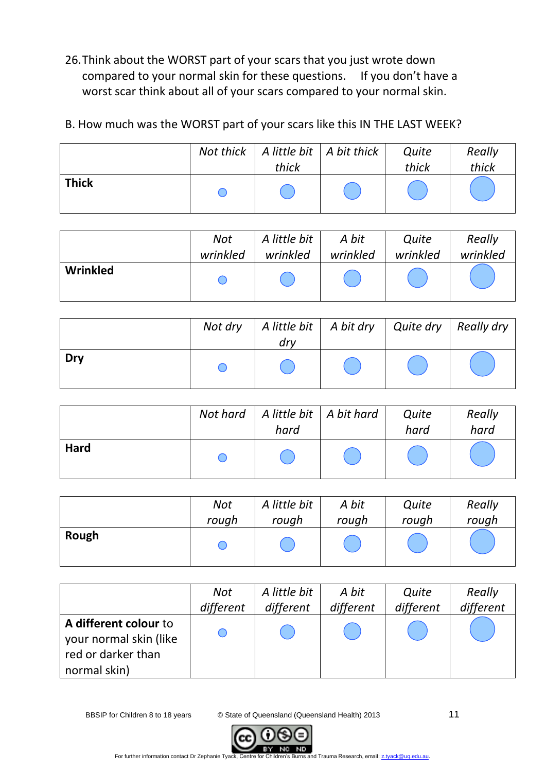26. Think about the WORST part of your scars that you just wrote down compared to your normal skin for these questions. If you don't have a worst scar think about all of your scars compared to your normal skin.

B. How much was the WORST part of your scars like this IN THE LAST WEEK?

| | *Not thick* | *A little bit thick* | *A bit thick* | *Quite thick* | *Really thick* |
|---|---|---|---|---|---|
| **Thick** | ○ | ○ | ○ | ○ | ○ |

| | *Not wrinkled* | *A little bit wrinkled* | *A bit wrinkled* | *Quite wrinkled* | *Really wrinkled* |
|---|---|---|---|---|---|
| **Wrinkled** | ○ | ○ | ○ | ○ | ○ |

| | *Not dry* | *A little bit dry* | *A bit dry* | *Quite dry* | *Really dry* |
|---|---|---|---|---|---|
| **Dry** | ○ | ○ | ○ | ○ | ○ |

| | *Not hard* | *A little bit hard* | *A bit hard* | *Quite hard* | *Really hard* |
|---|---|---|---|---|---|
| **Hard** | ○ | ○ | ○ | ○ | ○ |

| | *Not rough* | *A little bit rough* | *A bit rough* | *Quite rough* | *Really rough* |
|---|---|---|---|---|---|
| **Rough** | ○ | ○ | ○ | ○ | ○ |

| | *Not different* | *A little bit different* | *A bit different* | *Quite different* | *Really different* |
|---|---|---|---|---|---|
| **A different colour** to your normal skin (like red or darker than normal skin) | ○ | ○ | ○ | ○ | ○ |

BBSIP for Children 8 to 18 years © State of Queensland (Queensland Health) 2013

For further information contact Dr Zephanie Tyack, Centre for Children's Burns and Trauma Research, email: z.tyack@uq.edu.au.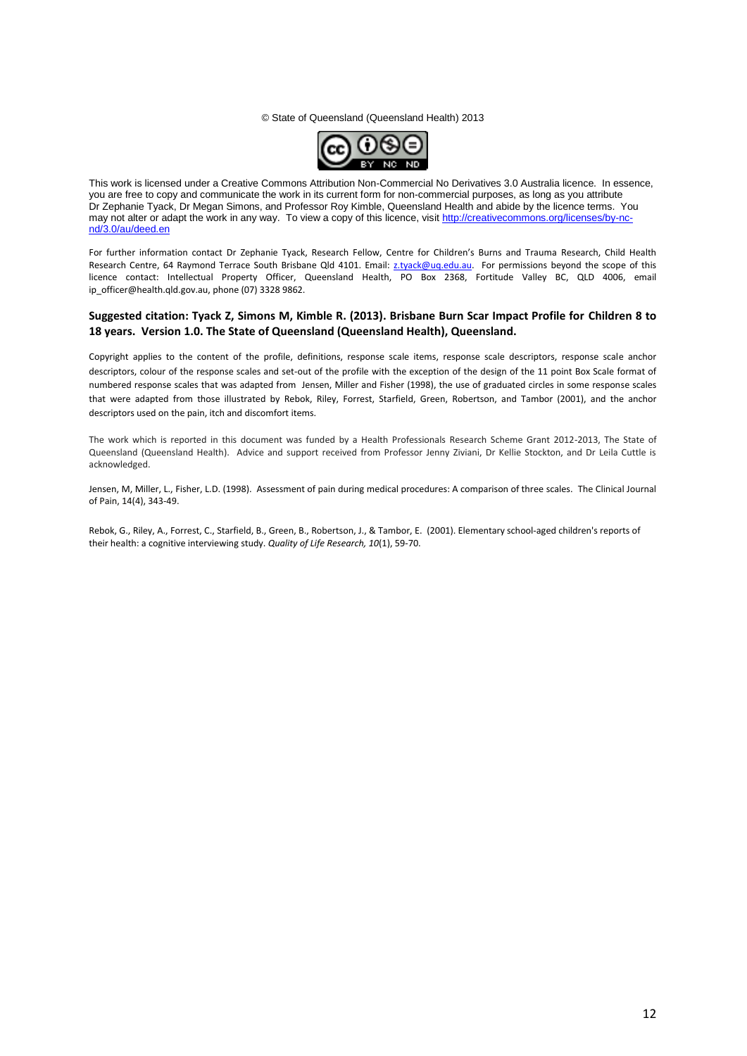© State of Queensland (Queensland Health) 2013

This work is licensed under a Creative Commons Attribution Non-Commercial No Derivatives 3.0 Australia licence. In essence, you are free to copy and communicate the work in its current form for non-commercial purposes, as long as you attribute Dr Zephanie Tyack, Dr Megan Simons, and Professor Roy Kimble, Queensland Health and abide by the licence terms. You may not alter or adapt the work in any way. To view a copy of this licence, visit http://creativecommons.org/licenses/by-nc-nd/3.0/au/deed.en

For further information contact Dr Zephanie Tyack, Research Fellow, Centre for Children's Burns and Trauma Research, Child Health Research Centre, 64 Raymond Terrace South Brisbane Qld 4101. Email: z.tyack@uq.edu.au. For permissions beyond the scope of this licence contact: Intellectual Property Officer, Queensland Health, PO Box 2368, Fortitude Valley BC, QLD 4006, email ip_officer@health.qld.gov.au, phone (07) 3328 9862.

**Suggested citation: Tyack Z, Simons M, Kimble R. (2013). Brisbane Burn Scar Impact Profile for Children 8 to 18 years. Version 1.0. The State of Queensland (Queensland Health), Queensland.**

Copyright applies to the content of the profile, definitions, response scale items, response scale descriptors, response scale anchor descriptors, colour of the response scales and set-out of the profile with the exception of the design of the 11 point Box Scale format of numbered response scales that was adapted from Jensen, Miller and Fisher (1998), the use of graduated circles in some response scales that were adapted from those illustrated by Rebok, Riley, Forrest, Starfield, Green, Robertson, and Tambor (2001), and the anchor descriptors used on the pain, itch and discomfort items.

The work which is reported in this document was funded by a Health Professionals Research Scheme Grant 2012-2013, The State of Queensland (Queensland Health). Advice and support received from Professor Jenny Ziviani, Dr Kellie Stockton, and Dr Leila Cuttle is acknowledged.

Jensen, M, Miller, L., Fisher, L.D. (1998). Assessment of pain during medical procedures: A comparison of three scales. The Clinical Journal of Pain, 14(4), 343-49.

Rebok, G., Riley, A., Forrest, C., Starfield, B., Green, B., Robertson, J., & Tambor, E. (2001). Elementary school-aged children's reports of their health: a cognitive interviewing study. *Quality of Life Research, 10*(1), 59-70.